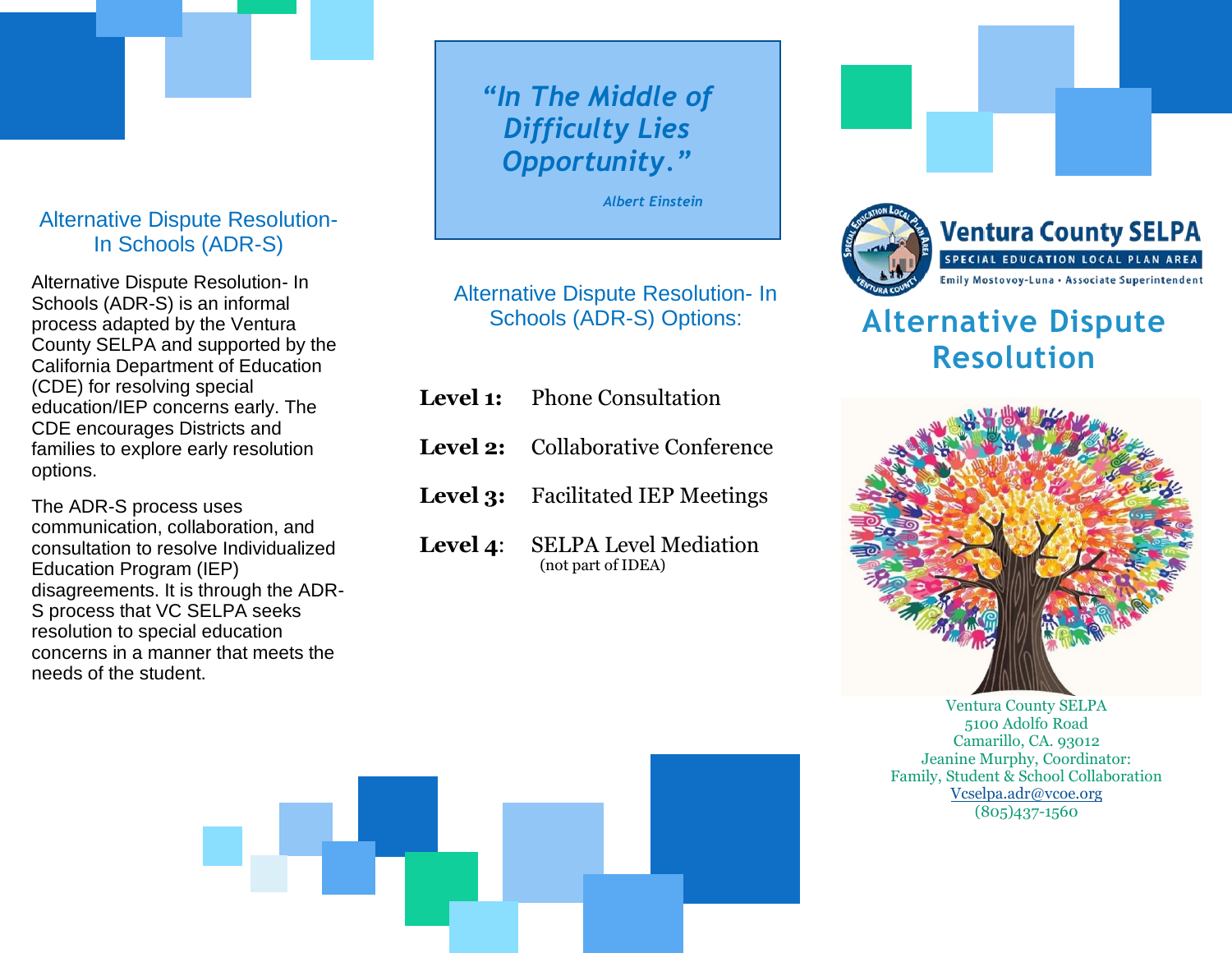## Alternative Dispute Resolution- In Schools (ADR-S)

Alternative Dispute Resolution- In Schools (ADR-S) is an informal process adapted by the Ventura County SELPA and supported by the California Department of Education (CDE) for resolving special education/IEP concerns early. The CDE encourages Districts and families to explore early resolution options.

The ADR-S process uses communication, collaboration, and consultation to resolve Individualized Education Program (IEP) disagreements. It is through the ADR-S process that VC SELPA seeks resolution to special education concerns in a manner that meets the needs of the student.

> ***"In The Middle of Difficulty Lies Opportunity."***
>
> *Albert Einstein*

## Alternative Dispute Resolution- In Schools (ADR-S) Options:

**Level 1:** Phone Consultation

**Level 2:** Collaborative Conference

**Level 3:** Facilitated IEP Meetings

**Level 4**: SELPA Level Mediation
(not part of IDEA)

**Ventura County SELPA**
SPECIAL EDUCATION LOCAL PLAN AREA
Emily Mostovoy-Luna • Associate Superintendent

# Alternative Dispute Resolution

Ventura County SELPA
5100 Adolfo Road
Camarillo, CA. 93012
Jeanine Murphy, Coordinator:
Family, Student & School Collaboration
Vcselpa.adr@vcoe.org
(805)437-1560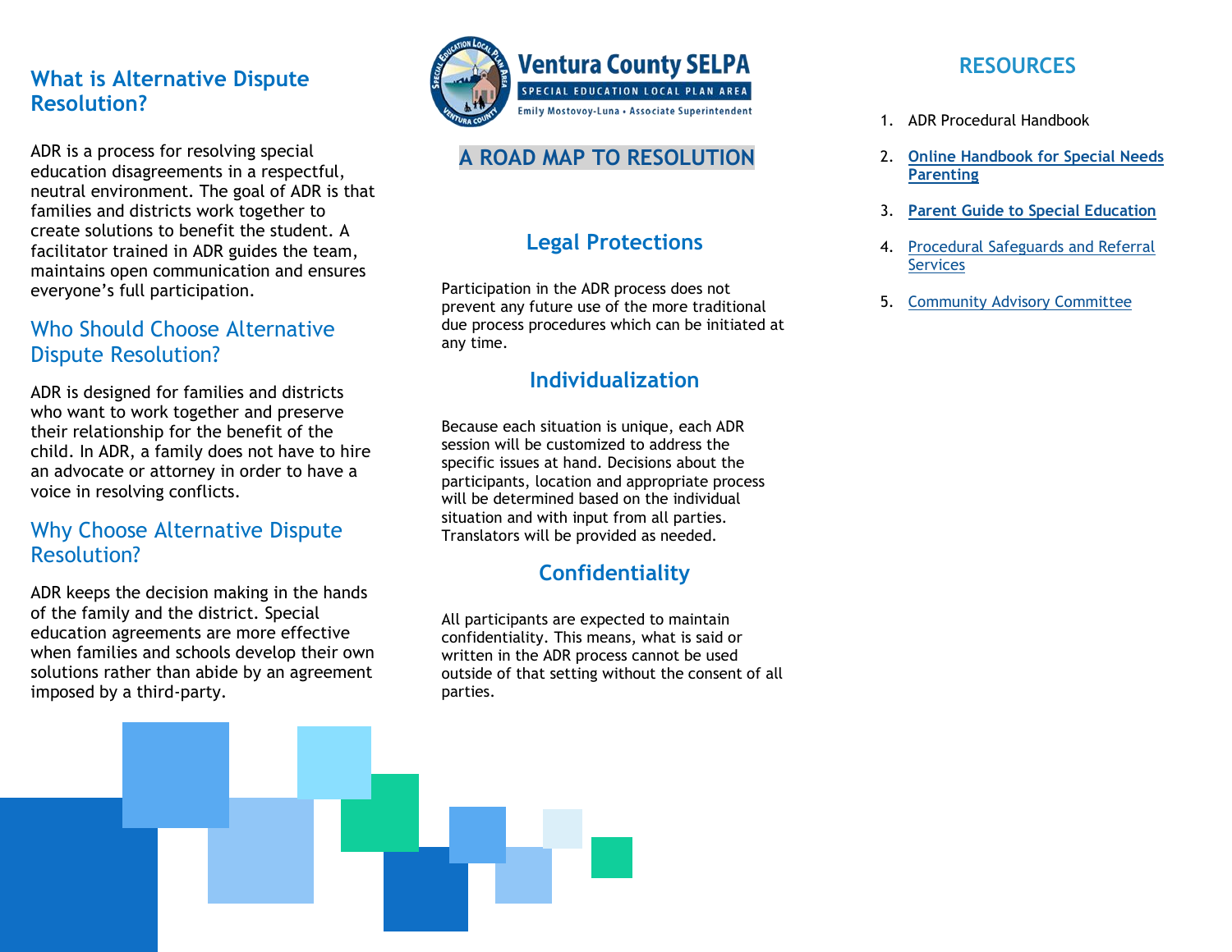## What is Alternative Dispute Resolution?

ADR is a process for resolving special education disagreements in a respectful, neutral environment. The goal of ADR is that families and districts work together to create solutions to benefit the student. A facilitator trained in ADR guides the team, maintains open communication and ensures everyone's full participation.

## Who Should Choose Alternative Dispute Resolution?

ADR is designed for families and districts who want to work together and preserve their relationship for the benefit of the child. In ADR, a family does not have to hire an advocate or attorney in order to have a voice in resolving conflicts.

## Why Choose Alternative Dispute Resolution?

ADR keeps the decision making in the hands of the family and the district. Special education agreements are more effective when families and schools develop their own solutions rather than abide by an agreement imposed by a third-party.

**Ventura County SELPA**
**SPECIAL EDUCATION LOCAL PLAN AREA**
Emily Mostovoy-Luna • Associate Superintendent

# A ROAD MAP TO RESOLUTION

## Legal Protections

Participation in the ADR process does not prevent any future use of the more traditional due process procedures which can be initiated at any time.

## Individualization

Because each situation is unique, each ADR session will be customized to address the specific issues at hand. Decisions about the participants, location and appropriate process will be determined based on the individual situation and with input from all parties. Translators will be provided as needed.

## Confidentiality

All participants are expected to maintain confidentiality. This means, what is said or written in the ADR process cannot be used outside of that setting without the consent of all parties.

## RESOURCES

1. ADR Procedural Handbook
2. **Online Handbook for Special Needs Parenting**
3. **Parent Guide to Special Education**
4. Procedural Safeguards and Referral Services
5. Community Advisory Committee